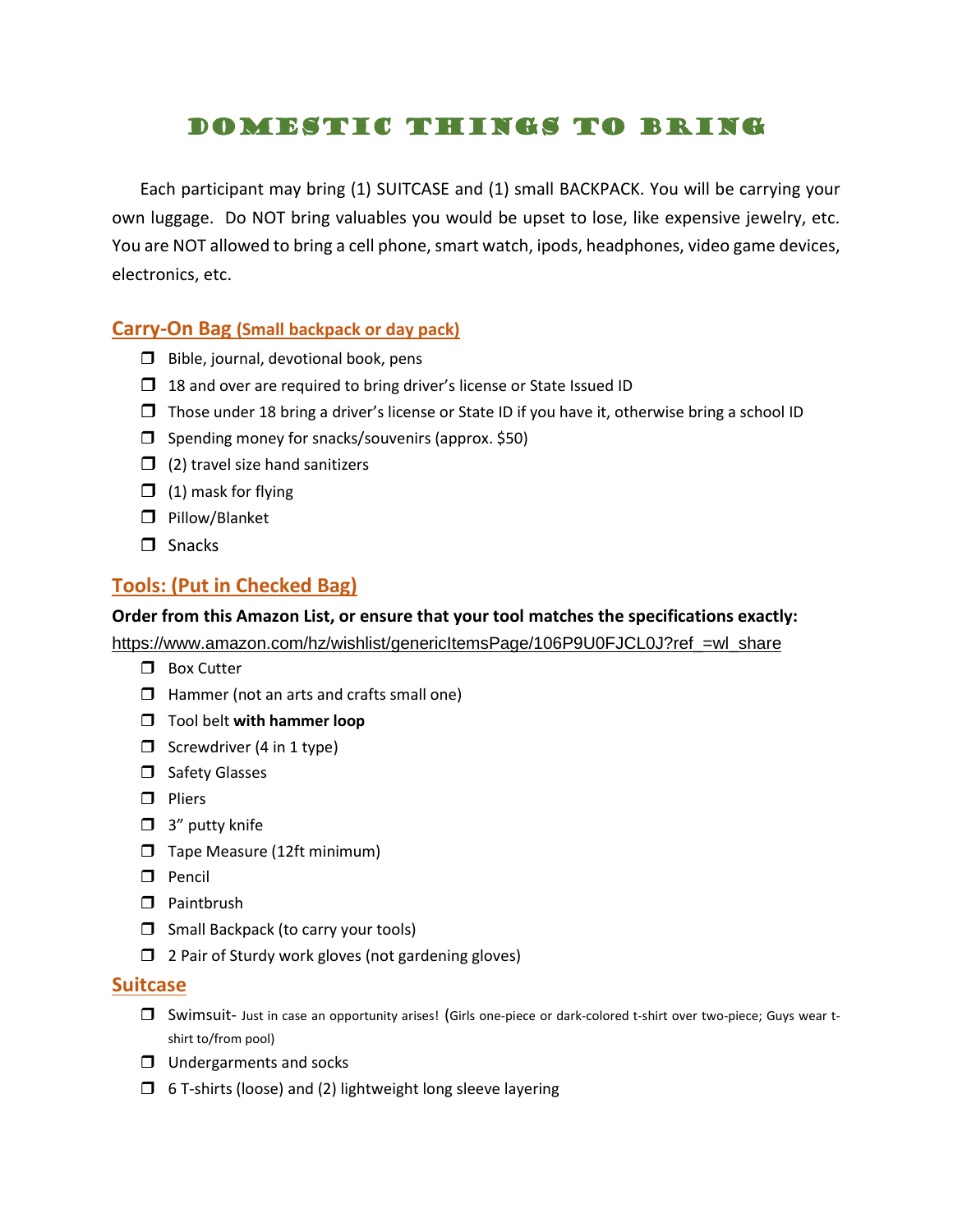# Domestic Things to Bring

Each participant may bring (1) SUITCASE and (1) small BACKPACK. You will be carrying your own luggage. Do NOT bring valuables you would be upset to lose, like expensive jewelry, etc. You are NOT allowed to bring a cell phone, smart watch, ipods, headphones, video game devices, electronics, etc.

## Carry-On Bag (Small backpack or day pack)

- ❐ Bible, journal, devotional book, pens
- ❐ 18 and over are required to bring driver's license or State Issued ID
- ❐ Those under 18 bring a driver's license or State ID if you have it, otherwise bring a school ID
- ❐ Spending money for snacks/souvenirs (approx. $50)
- ❐ (2) travel size hand sanitizers
- ❐ (1) mask for flying
- ❐ Pillow/Blanket
- ❐ Snacks

## Tools: (Put in Checked Bag)

**Order from this Amazon List, or ensure that your tool matches the specifications exactly:**

https://www.amazon.com/hz/wishlist/genericItemsPage/106P9U0FJCL0J?ref_=wl_share

- ❐ Box Cutter
- ❐ Hammer (not an arts and crafts small one)
- ❐ Tool belt **with hammer loop**
- ❐ Screwdriver (4 in 1 type)
- ❐ Safety Glasses
- ❐ Pliers
- ❐ 3" putty knife
- ❐ Tape Measure (12ft minimum)
- ❐ Pencil
- ❐ Paintbrush
- ❐ Small Backpack (to carry your tools)
- ❐ 2 Pair of Sturdy work gloves (not gardening gloves)

## Suitcase

- ❐ Swimsuit- Just in case an opportunity arises! (Girls one-piece or dark-colored t-shirt over two-piece; Guys wear t-shirt to/from pool)
- ❐ Undergarments and socks
- ❐ 6 T-shirts (loose) and (2) lightweight long sleeve layering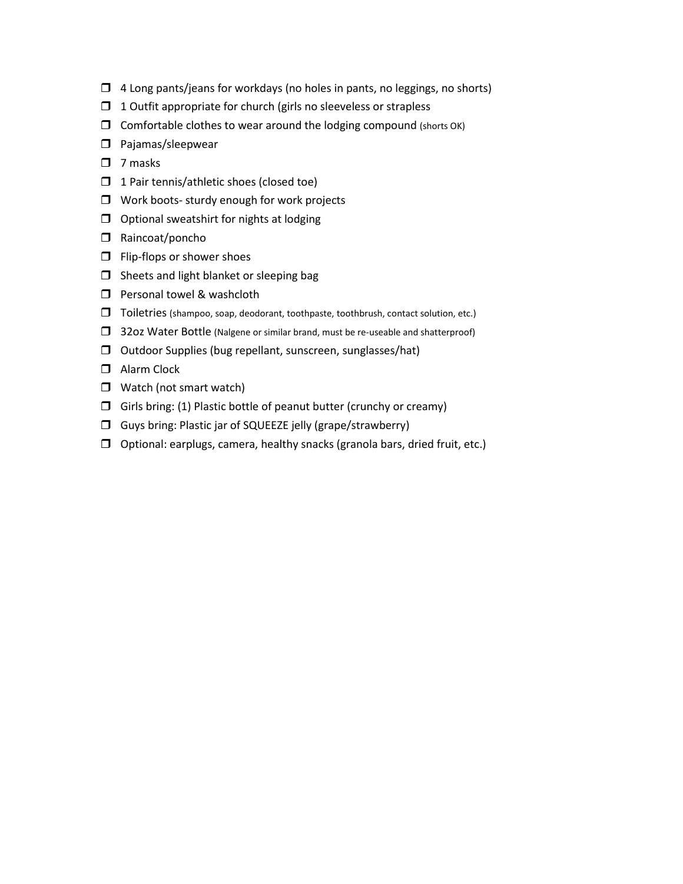- [ ] 4 Long pants/jeans for workdays (no holes in pants, no leggings, no shorts)
- [ ] 1 Outfit appropriate for church (girls no sleeveless or strapless
- [ ] Comfortable clothes to wear around the lodging compound (shorts OK)
- [ ] Pajamas/sleepwear
- [ ] 7 masks
- [ ] 1 Pair tennis/athletic shoes (closed toe)
- [ ] Work boots- sturdy enough for work projects
- [ ] Optional sweatshirt for nights at lodging
- [ ] Raincoat/poncho
- [ ] Flip-flops or shower shoes
- [ ] Sheets and light blanket or sleeping bag
- [ ] Personal towel & washcloth
- [ ] Toiletries (shampoo, soap, deodorant, toothpaste, toothbrush, contact solution, etc.)
- [ ] 32oz Water Bottle (Nalgene or similar brand, must be re-useable and shatterproof)
- [ ] Outdoor Supplies (bug repellant, sunscreen, sunglasses/hat)
- [ ] Alarm Clock
- [ ] Watch (not smart watch)
- [ ] Girls bring: (1) Plastic bottle of peanut butter (crunchy or creamy)
- [ ] Guys bring: Plastic jar of SQUEEZE jelly (grape/strawberry)
- [ ] Optional: earplugs, camera, healthy snacks (granola bars, dried fruit, etc.)